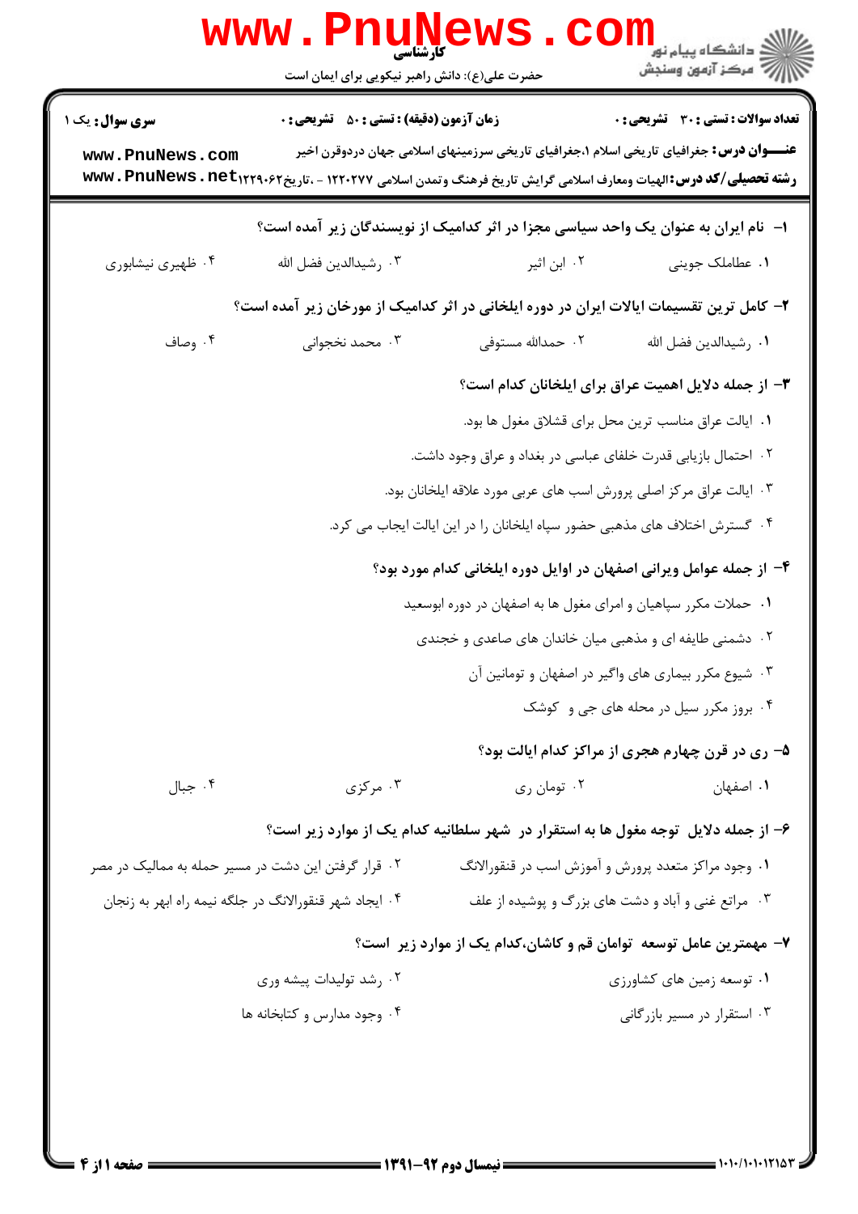**کارشناسی**

حضرت علی(ع): دانش راهبر نیکویی برای ایمان است

دانشگاه پیام نور
مرکز آزمون وسنجش

**سری سوال:** یک ۱ | **زمان آزمون (دقیقه) : تستی : ۵۰ تشریحی : ۰** | **تعداد سوالات : تستی : ۳۰ تشریحی : ۰**

**عنـــوان درس:** جغرافیای تاریخی اسلام ۱،جغرافیای تاریخی سرزمینهای اسلامی جهان دردوقرن اخیر

**رشته تحصیلی/کد درس:** الهیات ومعارف اسلامی گرایش تاریخ فرهنگ وتمدن اسلامی ۱۲۲۰۲۷۷ - ،تاریخ۱۲۲۹۰۶۲

**۱- نام ایران به عنوان یک واحد سیاسی مجزا در اثر کدامیک از نویسندگان زیر آمده است؟**

۱. عطاملک جوینی
۲. ابن اثیر
۳. رشیدالدین فضل الله
۴. ظهیری نیشابوری

**۲- کامل ترین تقسیمات ایالات ایران در دوره ایلخانی در اثر کدامیک از مورخان زیر آمده است؟**

۱. رشیدالدین فضل الله
۲. حمدالله مستوفی
۳. محمد نخجوانی
۴. وصاف

**۳- از جمله دلایل اهمیت عراق برای ایلخانان کدام است؟**

۱. ایالت عراق مناسب ترین محل برای قشلاق مغول ها بود.
۲. احتمال بازیابی قدرت خلفای عباسی در بغداد و عراق وجود داشت.
۳. ایالت عراق مرکز اصلی پرورش اسب های عربی مورد علاقه ایلخانان بود.
۴. گسترش اختلاف های مذهبی حضور سپاه ایلخانان را در این ایالت ایجاب می کرد.

**۴- از جمله عوامل ویرانی اصفهان در اوایل دوره ایلخانی کدام مورد بود؟**

۱. حملات مکرر سپاهیان و امرای مغول ها به اصفهان در دوره ابوسعید
۲. دشمنی طایفه ای و مذهبی میان خاندان های صاعدی و خجندی
۳. شیوع مکرر بیماری های واگیر در اصفهان و تومانین آن
۴. بروز مکرر سیل در محله های جی و کوشک

**۵- ری در قرن چهارم هجری از مراکز کدام ایالت بود؟**

۱. اصفهان
۲. تومان ری
۳. مرکزی
۴. جبال

**۶- از جمله دلایل توجه مغول ها به استقرار در شهر سلطانیه کدام یک از موارد زیر است؟**

۱. وجود مراکز متعدد پرورش و آموزش اسب در قنقورالانگ
۲. قرار گرفتن این دشت در مسیر حمله به ممالیک در مصر
۳. مراتع غنی و آباد و دشت های بزرگ و پوشیده از علف
۴. ایجاد شهر قنقورالانگ در جلگه نیمه راه ابهر به زنجان

**۷- مهمترین عامل توسعه توامان قم و کاشان،کدام یک از موارد زیر است؟**

۱. توسعه زمین های کشاورزی
۲. رشد تولیدات پیشه وری
۳. استقرار در مسیر بازرگانی
۴. وجود مدارس و کتابخانه ها

نیمسال دوم ۹۲-۱۳۹۱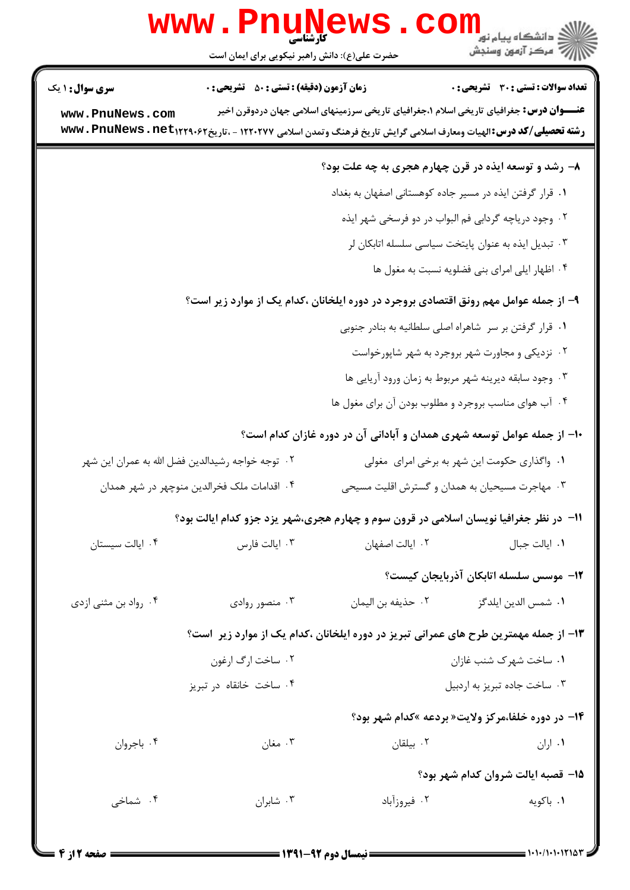**سری سوال:** ۱ یک | **زمان آزمون (دقیقه) : تستی :** ۵۰ **تشریحی :** ۰ | **تعداد سوالات : تستی :** ۳۰ **تشریحی :** ۰

**عنـــوان درس:** جغرافیای تاریخی اسلام ۱،جغرافیای تاریخی سرزمینهای اسلامی جهان دردوقرن اخیر

**رشته تحصیلی/کد درس:** الهیات ومعارف اسلامی گرایش تاریخ فرهنگ وتمدن اسلامی ۱۲۲۰۲۷۷ - ،تاریخ۱۲۲۹۰۶۲

۸- رشد و توسعه ایذه در قرن چهارم هجری به چه علت بود؟

۱. قرار گرفتن ایذه در مسیر جاده کوهستانی اصفهان به بغداد

۲. وجود دریاچه گردابی فم البواب در دو فرسخی شهر ایذه

۳. تبدیل ایذه به عنوان پایتخت سیاسی سلسله اتابکان لر

۴. اظهار ایلی امرای بنی فضلویه نسبت به مغول ها

۹- از جمله عوامل مهم رونق اقتصادی بروجرد در دوره ایلخانان ،کدام یک از موارد زیر است؟

۱. قرار گرفتن بر سر شاهراه اصلی سلطانیه به بنادر جنوبی

۲. نزدیکی و مجاورت شهر بروجرد به شهر شاپورخواست

۳. وجود سابقه دیرینه شهر مربوط به زمان ورود آریایی ها

۴. آب هوای مناسب بروجرد و مطلوب بودن آن برای مغول ها

۱۰- از جمله عوامل توسعه شهری همدان و آبادانی آن در دوره غازان کدام است؟

۱. واگذاری حکومت این شهر به برخی امرای مغولی

۲. توجه خواجه رشیدالدین فضل الله به عمران این شهر

۳. مهاجرت مسیحیان به همدان و گسترش اقلیت مسیحی

۴. اقدامات ملک فخرالدین منوچهر در شهر همدان

۱۱- در نظر جغرافیا نویسان اسلامی در قرون سوم و چهارم هجری،شهر یزد جزو کدام ایالت بود؟

۱. ایالت جبال ۲. ایالت اصفهان ۳. ایالت فارس ۴. ایالت سیستان

۱۲- موسس سلسله اتابکان آذربایجان کیست؟

۱. شمس الدین ایلدگز ۲. حذیفه بن الیمان ۳. منصور روادی ۴. رواد بن مثنی ازدی

۱۳- از جمله مهمترین طرح های عمرانی تبریز در دوره ایلخانان ،کدام یک از موارد زیر است؟

۱. ساخت شهرک شنب غازان

۲. ساخت ارگ ارغون

۳. ساخت جاده تبریز به اردبیل

۴. ساخت خانقاه در تبریز

۱۴- در دوره خلفا،مرکز ولایت« بردعه »کدام شهر بود؟

۱. اران ۲. بیلقان ۳. مغان ۴. باجروان

۱۵- قصبه ایالت شروان کدام شهر بود؟

۱. باکویه ۲. فیروزآباد ۳. شابران ۴. شماخی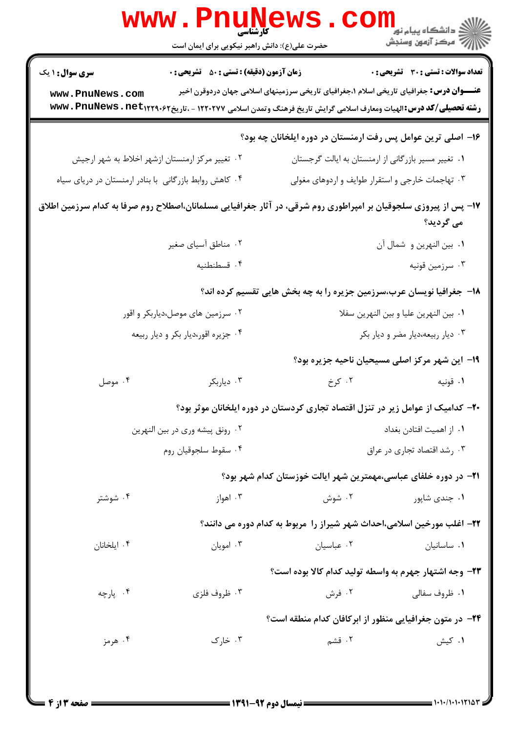**سری سوال:** ۱ یک

**زمان آزمون (دقیقه) : تستی :** ۵۰ **تشریحی :** ۰

**تعداد سوالات : تستی :** ۳۰ **تشریحی :** ۰

**عنـــوان درس:** جغرافیای تاریخی اسلام ۱،جغرافیای تاریخی سرزمینهای اسلامی جهان دردوقرن اخیر

**رشته تحصیلی/کد درس:** الهیات ومعارف اسلامی گرایش تاریخ فرهنگ وتمدن اسلامی ۱۲۲۰۲۷۷ - ،تاریخ۱۲۲۹۰۶۲

۱۶- اصلی ترین عوامل پس رفت ارمنستان در دوره ایلخانان چه بود؟

۱. تغییر مسیر بازرگانی از ارمنستان به ایالت گرجستان

۲. تغییر مرکز ارمنستان ازشهر اخلاط به شهر ارجیش

۳. تهاجمات خارجی و استقرار طوایف و اردوهای مغولی

۴. کاهش روابط بازرگانی با بنادر ارمنستان در دریای سیاه

۱۷- پس از پیروزی سلجوقیان بر امپراطوری روم شرقی، در آثار جغرافیایی مسلمانان،اصطلاح روم صرفا به کدام سرزمین اطلاق می گردید؟

۱. بین النهرین و شمال آن

۲. مناطق آسیای صغیر

۳. سرزمین قونیه

۴. قسطنطنیه

۱۸- جغرافیا نویسان عرب،سرزمین جزیره را به چه بخش هایی تقسیم کرده اند؟

۱. بین النهرین علیا و بین النهرین سفلا

۲. سرزمین های موصل،دیاربکر و اقور

۳. دیار ربیعه،دیار مضر و دیار بکر

۴. جزیره اقور،دیار بکر و دیار ربیعه

۱۹- این شهر مرکز اصلی مسیحیان ناحیه جزیره بود؟

۱. قونیه ۲. کرخ ۳. دیاربکر ۴. موصل

۲۰- کدامیک از عوامل زیر در تنزل اقتصاد تجاری کردستان در دوره ایلخانان موثر بود؟

۱. از اهمیت افتادن بغداد

۲. رونق پیشه وری در بین النهرین

۳. رشد اقتصاد تجاری در عراق

۴. سقوط سلجوقیان روم

۲۱- در دوره خلفای عباسی،مهمترین شهر ایالت خوزستان کدام شهر بود؟

۱. جندی شاپور ۲. شوش ۳. اهواز ۴. شوشتر

۲۲- اغلب مورخین اسلامی،احداث شهر شیراز را مربوط به کدام دوره می دانند؟

۱. ساسانیان ۲. عباسیان ۳. امویان ۴. ایلخانان

۲۳- وجه اشتهار جهرم به واسطه تولید کدام کالا بوده است؟

۱. ظروف سفالی ۲. فرش ۳. ظروف فلزی ۴. پارچه

۲۴- در متون جغرافیایی منظور از ابرکافان کدام منطقه است؟

۱. کیش ۲. قشم ۳. خارک ۴. هرمز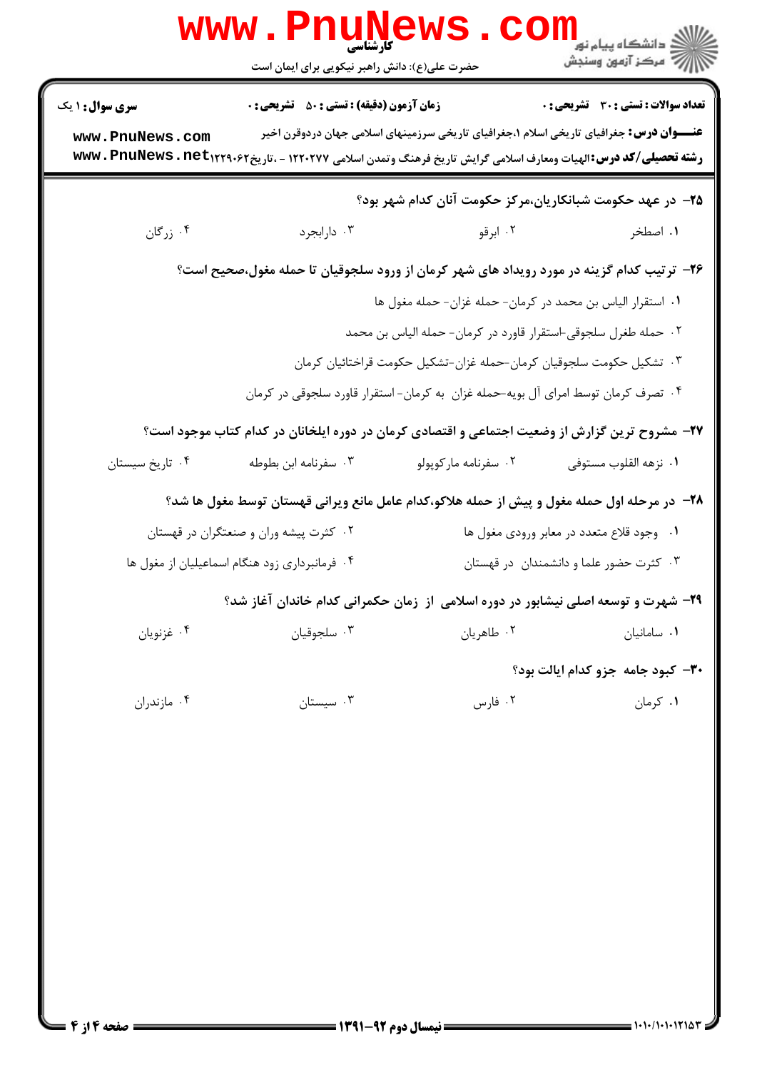**سری سوال:** ۱ یک

**زمان آزمون (دقیقه) : تستی : ۵۰ تشریحی : ۰**

**تعداد سوالات : تستی : ۳۰ تشریحی : ۰**

**عنـــوان درس:** جغرافیای تاریخی اسلام ۱،جغرافیای تاریخی سرزمینهای اسلامی جهان دردوقرن اخیر

**رشته تحصیلی/کد درس:** الهیات ومعارف اسلامی گرایش تاریخ فرهنگ وتمدن اسلامی ۱۲۲۰۲۷۷ - ،تاریخ۱۲۲۹۰۶۲

**۲۵-** در عهد حکومت شبانکاریان،مرکز حکومت آنان کدام شهر بود؟

۱. اصطخر
۲. ابرقو
۳. دارابجرد
۴. زرگان

**۲۶-** ترتیب کدام گزینه در مورد رویداد های شهر کرمان از ورود سلجوقیان تا حمله مغول،صحیح است؟

۱. استقرار الیاس بن محمد در کرمان- حمله غزان- حمله مغول ها
۲. حمله طغرل سلجوقی-استقرار قاورد در کرمان- حمله الیاس بن محمد
۳. تشکیل حکومت سلجوقیان کرمان-حمله غزان-تشکیل حکومت قراختائیان کرمان
۴. تصرف کرمان توسط امرای آل بویه-حمله غزان به کرمان- استقرار قاورد سلجوقی در کرمان

**۲۷-** مشروح ترین گزارش از وضعیت اجتماعی و اقتصادی کرمان در دوره ایلخانان در کدام کتاب موجود است؟

۱. نزهه القلوب مستوفی
۲. سفرنامه مارکوپولو
۳. سفرنامه ابن بطوطه
۴. تاریخ سیستان

**۲۸-** در مرحله اول حمله مغول و پیش از حمله هلاکو،کدام عامل مانع ویرانی قهستان توسط مغول ها شد؟

۱. وجود قلاع متعدد در معابر ورودی مغول ها
۲. کثرت پیشه وران و صنعتگران در قهستان
۳. کثرت حضور علما و دانشمندان در قهستان
۴. فرمانبرداری زود هنگام اسماعیلیان از مغول ها

**۲۹-** شهرت و توسعه اصلی نیشابور در دوره اسلامی از زمان حکمرانی کدام خاندان آغاز شد؟

۱. سامانیان
۲. طاهریان
۳. سلجوقیان
۴. غزنویان

**۳۰-** کبود جامه جزو کدام ایالت بود؟

۱. کرمان
۲. فارس
۳. سیستان
۴. مازندران